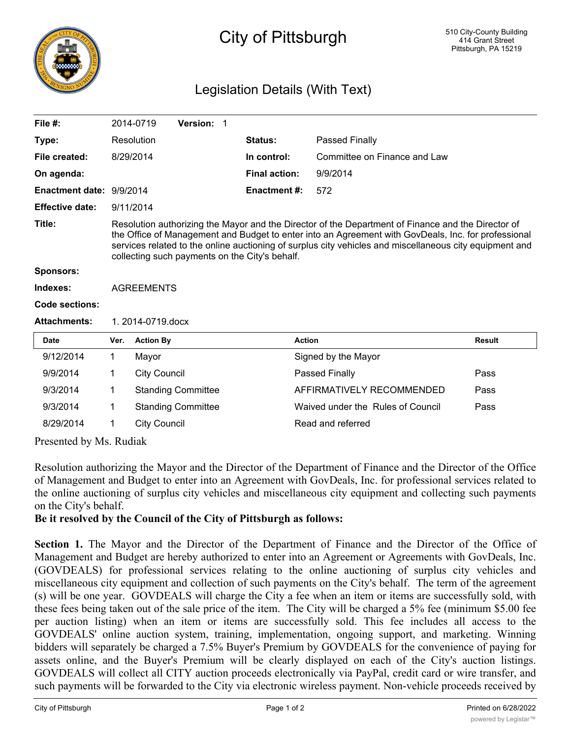# City of Pittsburgh

510 City-County Building
414 Grant Street
Pittsburgh, PA 15219

## Legislation Details (With Text)

| | | | |
|---|---|---|---|
| **File #:** | 2014-0719 **Version:** 1 | | |
| **Type:** | Resolution | **Status:** | Passed Finally |
| **File created:** | 8/29/2014 | **In control:** | Committee on Finance and Law |
| **On agenda:** | | **Final action:** | 9/9/2014 |
| **Enactment date:** | 9/9/2014 | **Enactment #:** | 572 |
| **Effective date:** | 9/11/2014 | | |

**Title:** Resolution authorizing the Mayor and the Director of the Department of Finance and the Director of the Office of Management and Budget to enter into an Agreement with GovDeals, Inc. for professional services related to the online auctioning of surplus city vehicles and miscellaneous city equipment and collecting such payments on the City's behalf.

**Sponsors:**

**Indexes:** AGREEMENTS

**Code sections:**

**Attachments:** 1. 2014-0719.docx

| Date | Ver. | Action By | Action | Result |
|---|---|---|---|---|
| 9/12/2014 | 1 | Mayor | Signed by the Mayor | |
| 9/9/2014 | 1 | City Council | Passed Finally | Pass |
| 9/3/2014 | 1 | Standing Committee | AFFIRMATIVELY RECOMMENDED | Pass |
| 9/3/2014 | 1 | Standing Committee | Waived under the Rules of Council | Pass |
| 8/29/2014 | 1 | City Council | Read and referred | |

Presented by Ms. Rudiak

Resolution authorizing the Mayor and the Director of the Department of Finance and the Director of the Office of Management and Budget to enter into an Agreement with GovDeals, Inc. for professional services related to the online auctioning of surplus city vehicles and miscellaneous city equipment and collecting such payments on the City's behalf.

**Be it resolved by the Council of the City of Pittsburgh as follows:**

**Section 1.** The Mayor and the Director of the Department of Finance and the Director of the Office of Management and Budget are hereby authorized to enter into an Agreement or Agreements with GovDeals, Inc. (GOVDEALS) for professional services relating to the online auctioning of surplus city vehicles and miscellaneous city equipment and collection of such payments on the City's behalf. The term of the agreement (s) will be one year. GOVDEALS will charge the City a fee when an item or items are successfully sold, with these fees being taken out of the sale price of the item. The City will be charged a 5% fee (minimum $5.00 fee per auction listing) when an item or items are successfully sold. This fee includes all access to the GOVDEALS' online auction system, training, implementation, ongoing support, and marketing. Winning bidders will separately be charged a 7.5% Buyer's Premium by GOVDEALS for the convenience of paying for assets online, and the Buyer's Premium will be clearly displayed on each of the City's auction listings. GOVDEALS will collect all CITY auction proceeds electronically via PayPal, credit card or wire transfer, and such payments will be forwarded to the City via electronic wireless payment. Non-vehicle proceeds received by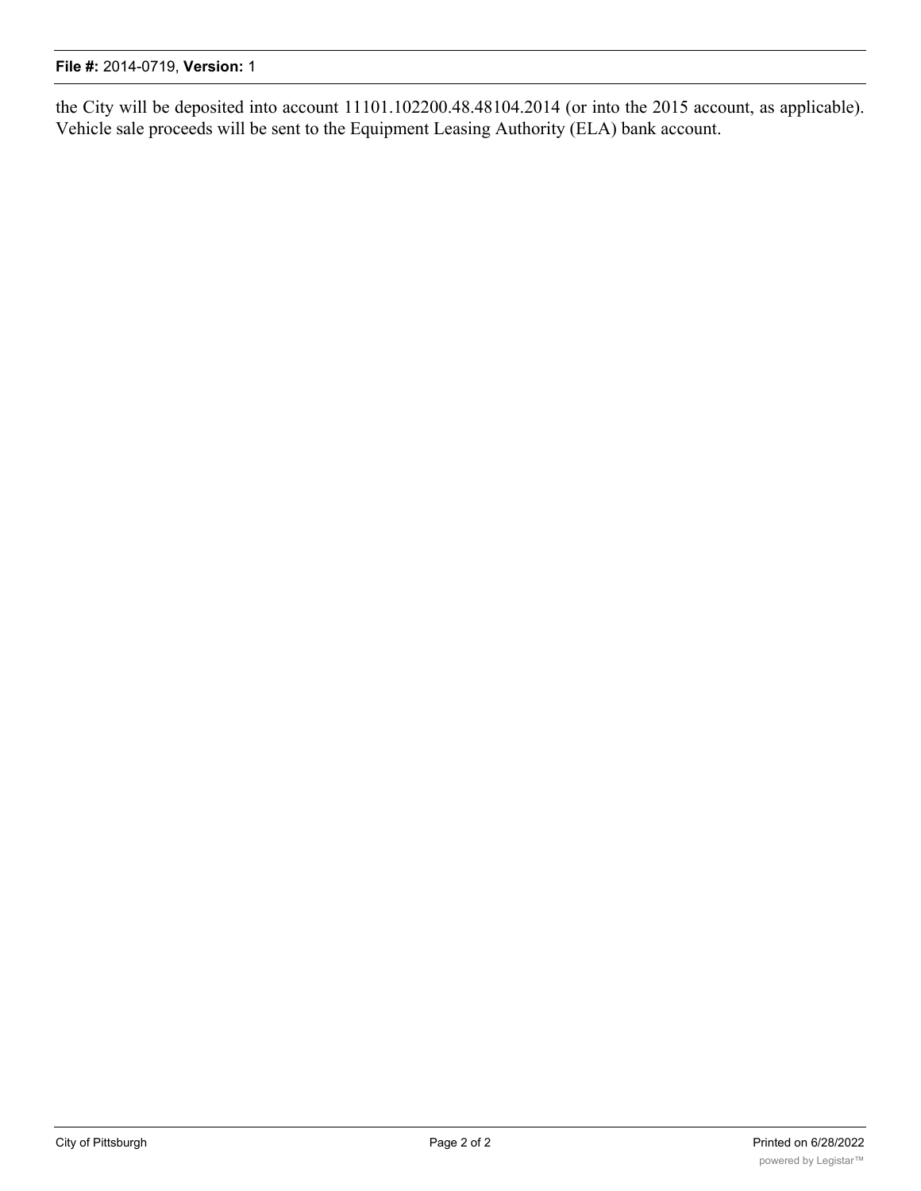the City will be deposited into account 11101.102200.48.48104.2014 (or into the 2015 account, as applicable). Vehicle sale proceeds will be sent to the Equipment Leasing Authority (ELA) bank account.